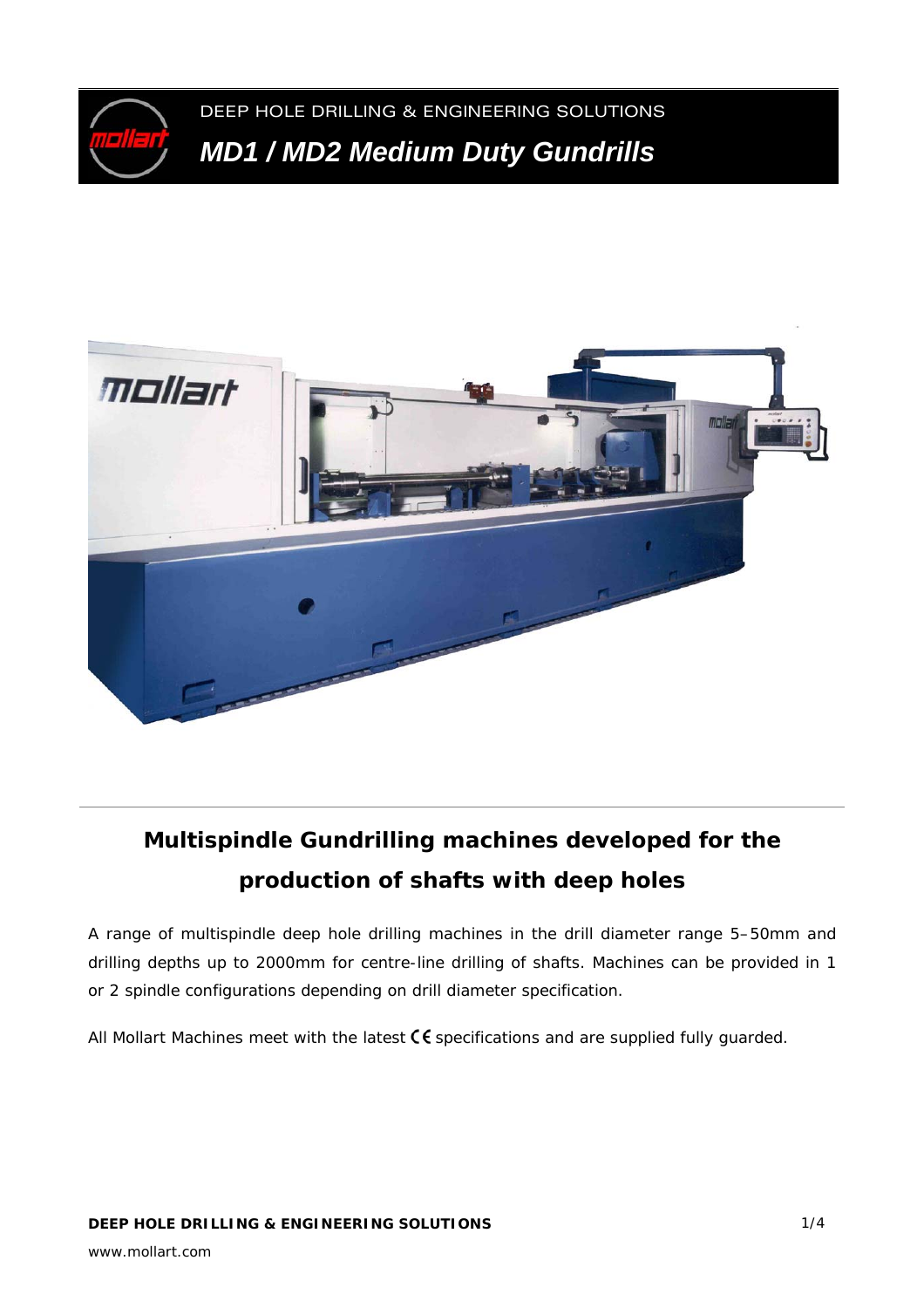DEEP HOLE DRILLING & ENGINEERING SOLUTIONS

# *MD1 / MD2 Medium Duty Gundrills*

## Multispindle Gundrilling machines developed for the production of shafts with deep holes

A range of multispindle deep hole drilling machines in the drill diameter range 5–50mm and drilling depths up to 2000mm for centre-line drilling of shafts. Machines can be provided in 1 or 2 spindle configurations depending on drill diameter specification.

All Mollart Machines meet with the latest CE specifications and are supplied fully guarded.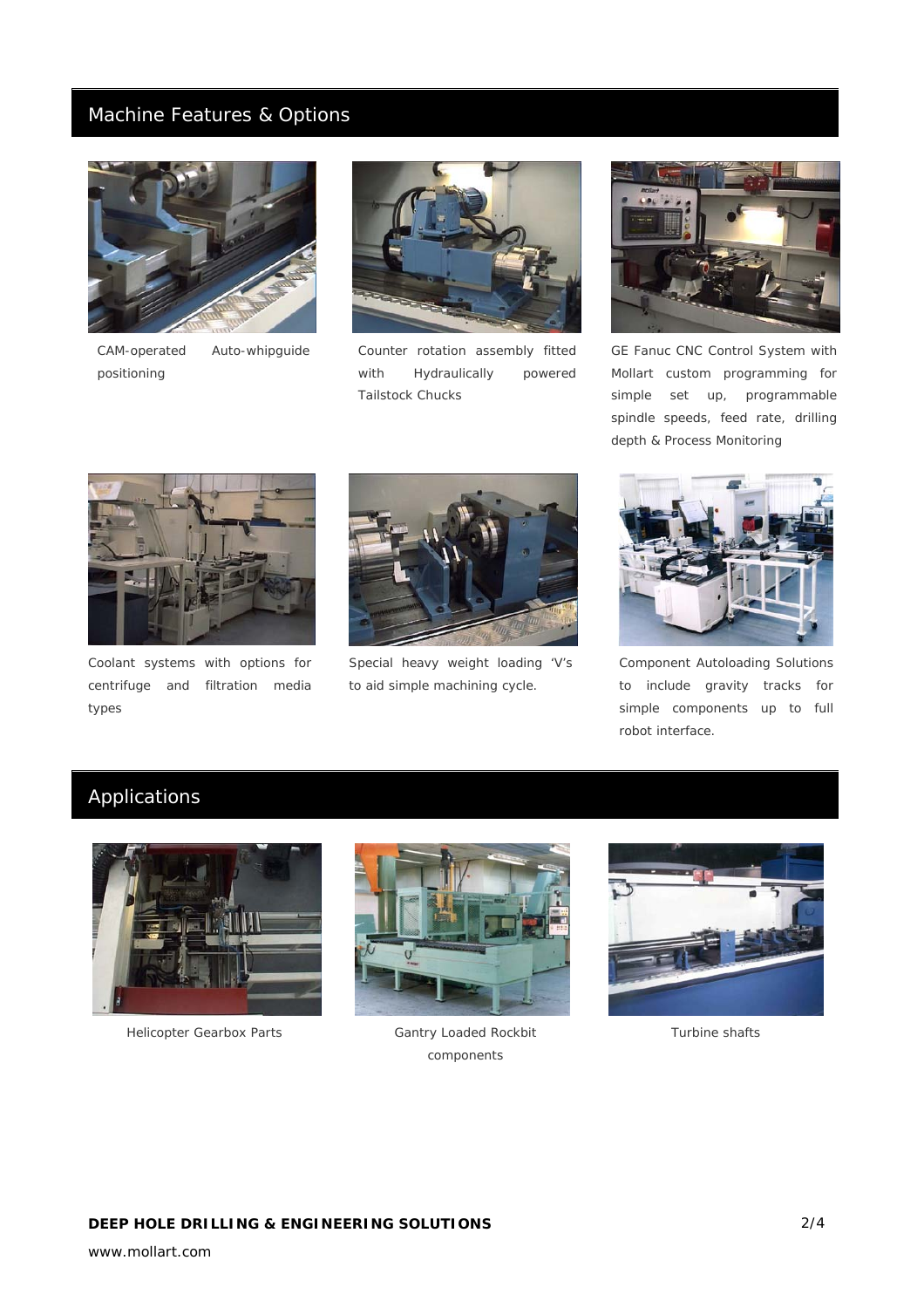## Machine Features & Options

CAM-operated Auto-whipguide positioning

Counter rotation assembly fitted with Hydraulically powered Tailstock Chucks

GE Fanuc CNC Control System with Mollart custom programming for simple set up, programmable spindle speeds, feed rate, drilling depth & Process Monitoring

Coolant systems with options for centrifuge and filtration media types

Special heavy weight loading 'V's to aid simple machining cycle.

Component Autoloading Solutions to include gravity tracks for simple components up to full robot interface.

## Applications

Helicopter Gearbox Parts

Gantry Loaded Rockbit components

Turbine shafts

**DEEP HOLE DRILLING & ENGINEERING SOLUTIONS**

www.mollart.com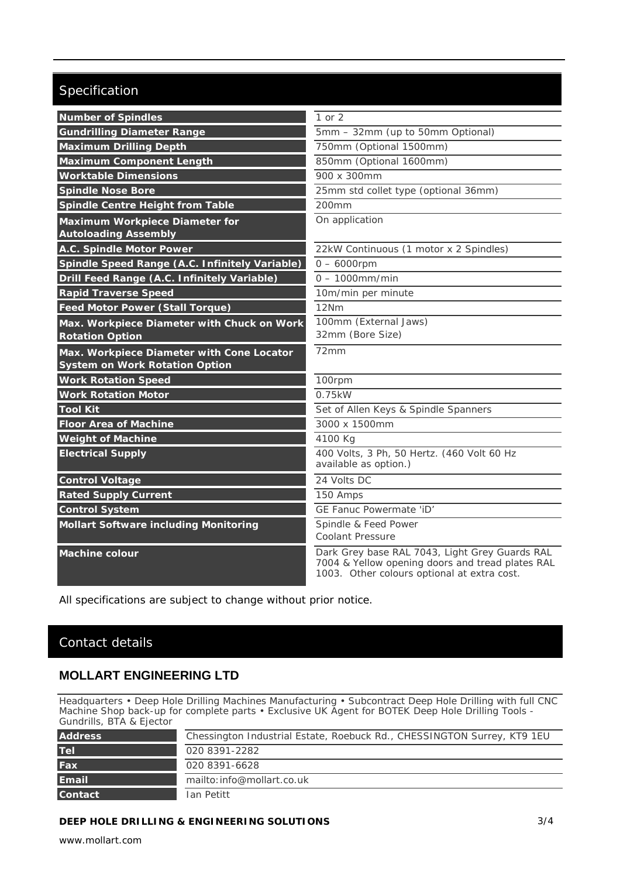## Specification

| | |
|---|---|
| **Number of Spindles** | 1 or 2 |
| **Gundrilling Diameter Range** | 5mm – 32mm (up to 50mm Optional) |
| **Maximum Drilling Depth** | 750mm (Optional 1500mm) |
| **Maximum Component Length** | 850mm (Optional 1600mm) |
| **Worktable Dimensions** | 900 x 300mm |
| **Spindle Nose Bore** | 25mm std collet type (optional 36mm) |
| **Spindle Centre Height from Table** | 200mm |
| **Maximum Workpiece Diameter for Autoloading Assembly** | On application |
| **A.C. Spindle Motor Power** | 22kW Continuous (1 motor x 2 Spindles) |
| **Spindle Speed Range (A.C. Infinitely Variable)** | 0 – 6000rpm |
| **Drill Feed Range (A.C. Infinitely Variable)** | 0 – 1000mm/min |
| **Rapid Traverse Speed** | 10m/min per minute |
| **Feed Motor Power (Stall Torque)** | 12Nm |
| **Max. Workpiece Diameter with Chuck on Work Rotation Option** | 100mm (External Jaws)<br>32mm (Bore Size) |
| **Max. Workpiece Diameter with Cone Locator System on Work Rotation Option** | 72mm |
| **Work Rotation Speed** | 100rpm |
| **Work Rotation Motor** | 0.75kW |
| **Tool Kit** | Set of Allen Keys & Spindle Spanners |
| **Floor Area of Machine** | 3000 x 1500mm |
| **Weight of Machine** | 4100 Kg |
| **Electrical Supply** | 400 Volts, 3 Ph, 50 Hertz. (460 Volt 60 Hz available as option.) |
| **Control Voltage** | 24 Volts DC |
| **Rated Supply Current** | 150 Amps |
| **Control System** | GE Fanuc Powermate 'iD' |
| **Mollart Software including Monitoring** | Spindle & Feed Power<br>Coolant Pressure |
| **Machine colour** | Dark Grey base RAL 7043, Light Grey Guards RAL 7004 & Yellow opening doors and tread plates RAL 1003. Other colours optional at extra cost. |

All specifications are subject to change without prior notice.

## Contact details

### MOLLART ENGINEERING LTD

Headquarters • Deep Hole Drilling Machines Manufacturing • Subcontract Deep Hole Drilling with full CNC Machine Shop back-up for complete parts • Exclusive UK Agent for BOTEK Deep Hole Drilling Tools - Gundrills, BTA & Ejector

| | |
|---|---|
| **Address** | Chessington Industrial Estate, Roebuck Rd., CHESSINGTON Surrey, KT9 1EU |
| **Tel** | 020 8391-2282 |
| **Fax** | 020 8391-6628 |
| **Email** | mailto:info@mollart.co.uk |
| **Contact** | Ian Petitt |

**DEEP HOLE DRILLING & ENGINEERING SOLUTIONS**

www.mollart.com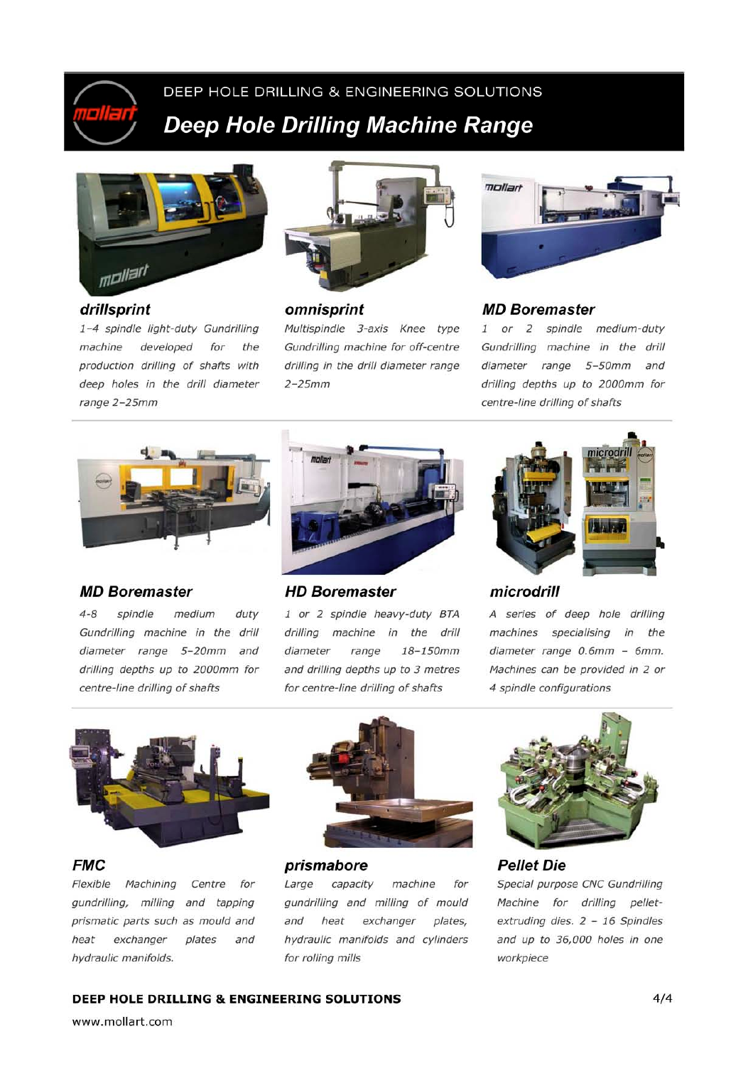DEEP HOLE DRILLING & ENGINEERING SOLUTIONS

# Deep Hole Drilling Machine Range

### drillsprint

*1–4 spindle light-duty Gundrilling machine developed for the production drilling of shafts with deep holes in the drill diameter range 2–25mm*

### omnisprint

*Multispindle 3-axis Knee type Gundrilling machine for off-centre drilling in the drill diameter range 2–25mm*

### MD Boremaster

*1 or 2 spindle medium-duty Gundrilling machine in the drill diameter range 5–50mm and drilling depths up to 2000mm for centre-line drilling of shafts*

### MD Boremaster

*4-8 spindle medium duty Gundrilling machine in the drill diameter range 5–20mm and drilling depths up to 2000mm for centre-line drilling of shafts*

### HD Boremaster

*1 or 2 spindle heavy-duty BTA drilling machine in the drill diameter range 18–150mm and drilling depths up to 3 metres for centre-line drilling of shafts*

### microdrill

*A series of deep hole drilling machines specialising in the diameter range 0.6mm – 6mm. Machines can be provided in 2 or 4 spindle configurations*

### FMC

*Flexible Machining Centre for gundrilling, milling and tapping prismatic parts such as mould and heat exchanger plates and hydraulic manifolds.*

### prismabore

*Large capacity machine for gundrilling and milling of mould and heat exchanger plates, hydraulic manifolds and cylinders for rolling mills*

### Pellet Die

*Special purpose CNC Gundrilling Machine for drilling pellet-extruding dies. 2 – 16 Spindles and up to 36,000 holes in one workpiece*

**DEEP HOLE DRILLING & ENGINEERING SOLUTIONS**

www.mollart.com